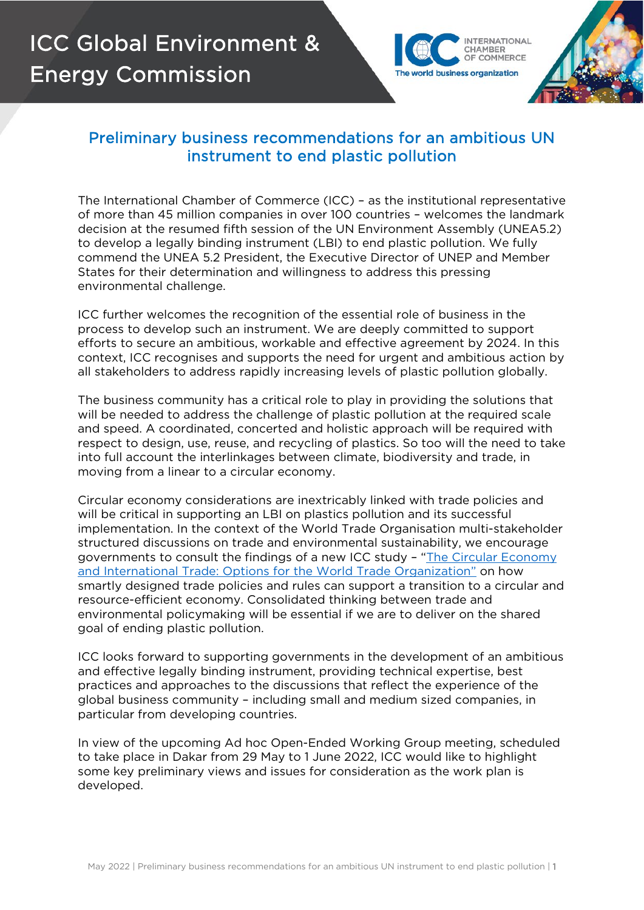# ICC Global Environment & Energy Commission

## Preliminary business recommendations for an ambitious UN instrument to end plastic pollution

The International Chamber of Commerce (ICC) – as the institutional representative of more than 45 million companies in over 100 countries – welcomes the landmark decision at the resumed fifth session of the UN Environment Assembly (UNEA5.2) to develop a legally binding instrument (LBI) to end plastic pollution. We fully commend the UNEA 5.2 President, the Executive Director of UNEP and Member States for their determination and willingness to address this pressing environmental challenge.

ICC further welcomes the recognition of the essential role of business in the process to develop such an instrument. We are deeply committed to support efforts to secure an ambitious, workable and effective agreement by 2024. In this context, ICC recognises and supports the need for urgent and ambitious action by all stakeholders to address rapidly increasing levels of plastic pollution globally.

The business community has a critical role to play in providing the solutions that will be needed to address the challenge of plastic pollution at the required scale and speed. A coordinated, concerted and holistic approach will be required with respect to design, use, reuse, and recycling of plastics. So too will the need to take into full account the interlinkages between climate, biodiversity and trade, in moving from a linear to a circular economy.

Circular economy considerations are inextricably linked with trade policies and will be critical in supporting an LBI on plastics pollution and its successful implementation. In the context of the World Trade Organisation multi-stakeholder structured discussions on trade and environmental sustainability, we encourage governments to consult the findings of a new ICC study – "The Circular Economy and International Trade: Options for the World Trade Organization" on how smartly designed trade policies and rules can support a transition to a circular and resource-efficient economy. Consolidated thinking between trade and environmental policymaking will be essential if we are to deliver on the shared goal of ending plastic pollution.

ICC looks forward to supporting governments in the development of an ambitious and effective legally binding instrument, providing technical expertise, best practices and approaches to the discussions that reflect the experience of the global business community – including small and medium sized companies, in particular from developing countries.

In view of the upcoming Ad hoc Open-Ended Working Group meeting, scheduled to take place in Dakar from 29 May to 1 June 2022, ICC would like to highlight some key preliminary views and issues for consideration as the work plan is developed.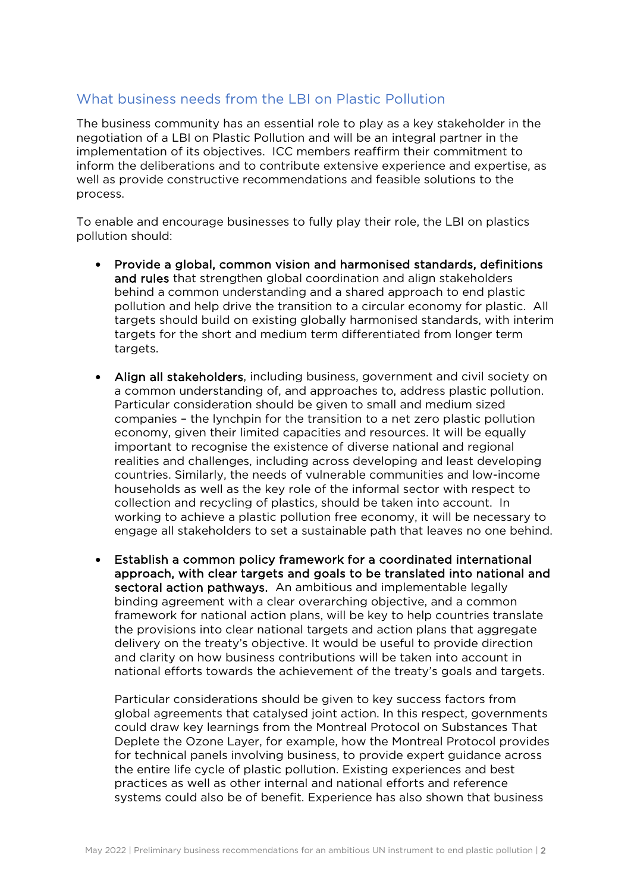## What business needs from the LBI on Plastic Pollution

The business community has an essential role to play as a key stakeholder in the negotiation of a LBI on Plastic Pollution and will be an integral partner in the implementation of its objectives. ICC members reaffirm their commitment to inform the deliberations and to contribute extensive experience and expertise, as well as provide constructive recommendations and feasible solutions to the process.

To enable and encourage businesses to fully play their role, the LBI on plastics pollution should:

- **Provide a global, common vision and harmonised standards, definitions and rules** that strengthen global coordination and align stakeholders behind a common understanding and a shared approach to end plastic pollution and help drive the transition to a circular economy for plastic. All targets should build on existing globally harmonised standards, with interim targets for the short and medium term differentiated from longer term targets.

- **Align all stakeholders**, including business, government and civil society on a common understanding of, and approaches to, address plastic pollution. Particular consideration should be given to small and medium sized companies – the lynchpin for the transition to a net zero plastic pollution economy, given their limited capacities and resources. It will be equally important to recognise the existence of diverse national and regional realities and challenges, including across developing and least developing countries. Similarly, the needs of vulnerable communities and low-income households as well as the key role of the informal sector with respect to collection and recycling of plastics, should be taken into account. In working to achieve a plastic pollution free economy, it will be necessary to engage all stakeholders to set a sustainable path that leaves no one behind.

- **Establish a common policy framework for a coordinated international approach, with clear targets and goals to be translated into national and sectoral action pathways.** An ambitious and implementable legally binding agreement with a clear overarching objective, and a common framework for national action plans, will be key to help countries translate the provisions into clear national targets and action plans that aggregate delivery on the treaty's objective. It would be useful to provide direction and clarity on how business contributions will be taken into account in national efforts towards the achievement of the treaty's goals and targets.

  Particular considerations should be given to key success factors from global agreements that catalysed joint action. In this respect, governments could draw key learnings from the Montreal Protocol on Substances That Deplete the Ozone Layer, for example, how the Montreal Protocol provides for technical panels involving business, to provide expert guidance across the entire life cycle of plastic pollution. Existing experiences and best practices as well as other internal and national efforts and reference systems could also be of benefit. Experience has also shown that business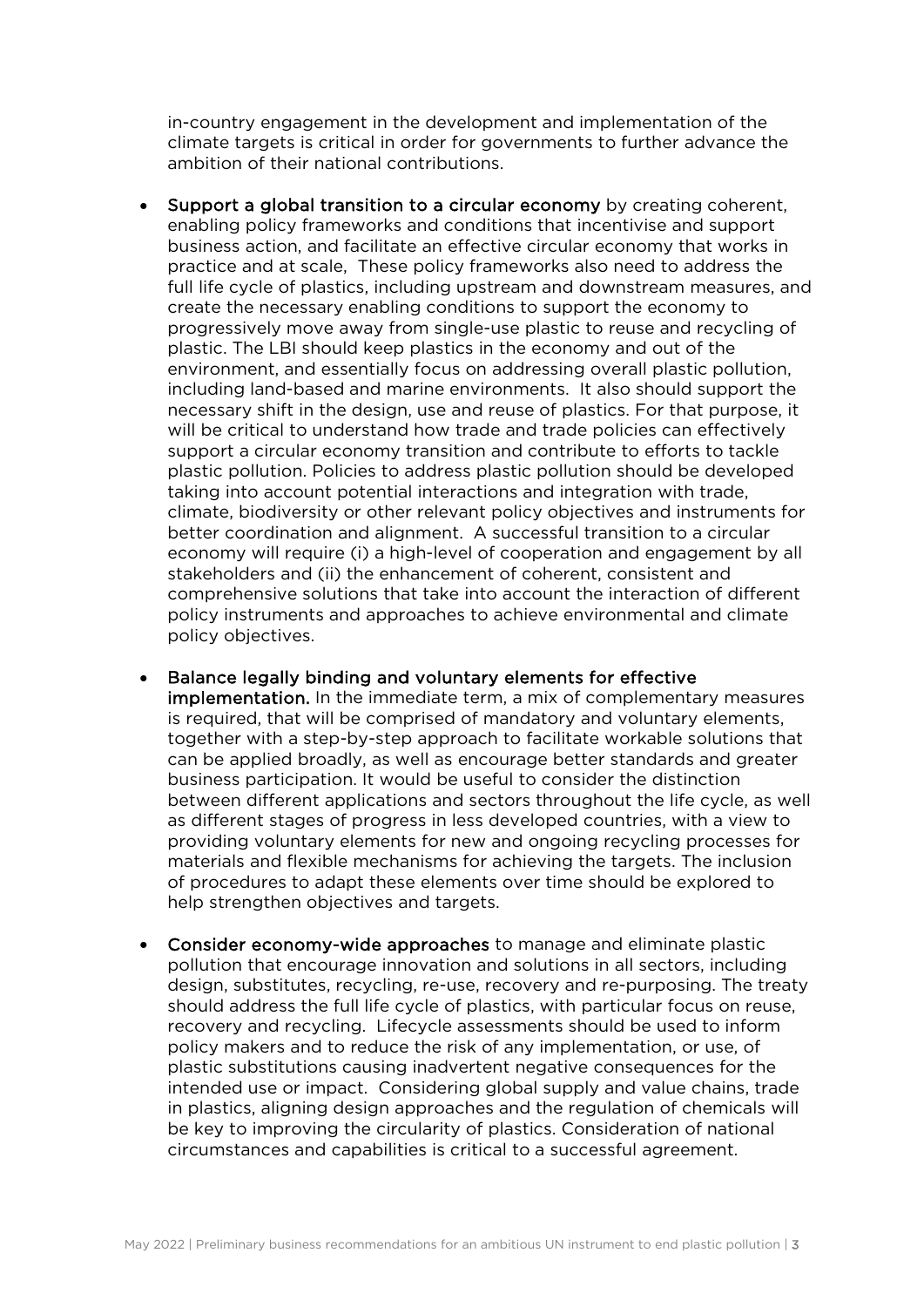in-country engagement in the development and implementation of the climate targets is critical in order for governments to further advance the ambition of their national contributions.

- **Support a global transition to a circular economy** by creating coherent, enabling policy frameworks and conditions that incentivise and support business action, and facilitate an effective circular economy that works in practice and at scale, These policy frameworks also need to address the full life cycle of plastics, including upstream and downstream measures, and create the necessary enabling conditions to support the economy to progressively move away from single-use plastic to reuse and recycling of plastic. The LBI should keep plastics in the economy and out of the environment, and essentially focus on addressing overall plastic pollution, including land-based and marine environments. It also should support the necessary shift in the design, use and reuse of plastics. For that purpose, it will be critical to understand how trade and trade policies can effectively support a circular economy transition and contribute to efforts to tackle plastic pollution. Policies to address plastic pollution should be developed taking into account potential interactions and integration with trade, climate, biodiversity or other relevant policy objectives and instruments for better coordination and alignment. A successful transition to a circular economy will require (i) a high-level of cooperation and engagement by all stakeholders and (ii) the enhancement of coherent, consistent and comprehensive solutions that take into account the interaction of different policy instruments and approaches to achieve environmental and climate policy objectives.

- **Balance legally binding and voluntary elements for effective implementation.** In the immediate term, a mix of complementary measures is required, that will be comprised of mandatory and voluntary elements, together with a step-by-step approach to facilitate workable solutions that can be applied broadly, as well as encourage better standards and greater business participation. It would be useful to consider the distinction between different applications and sectors throughout the life cycle, as well as different stages of progress in less developed countries, with a view to providing voluntary elements for new and ongoing recycling processes for materials and flexible mechanisms for achieving the targets. The inclusion of procedures to adapt these elements over time should be explored to help strengthen objectives and targets.

- **Consider economy-wide approaches** to manage and eliminate plastic pollution that encourage innovation and solutions in all sectors, including design, substitutes, recycling, re-use, recovery and re-purposing. The treaty should address the full life cycle of plastics, with particular focus on reuse, recovery and recycling. Lifecycle assessments should be used to inform policy makers and to reduce the risk of any implementation, or use, of plastic substitutions causing inadvertent negative consequences for the intended use or impact. Considering global supply and value chains, trade in plastics, aligning design approaches and the regulation of chemicals will be key to improving the circularity of plastics. Consideration of national circumstances and capabilities is critical to a successful agreement.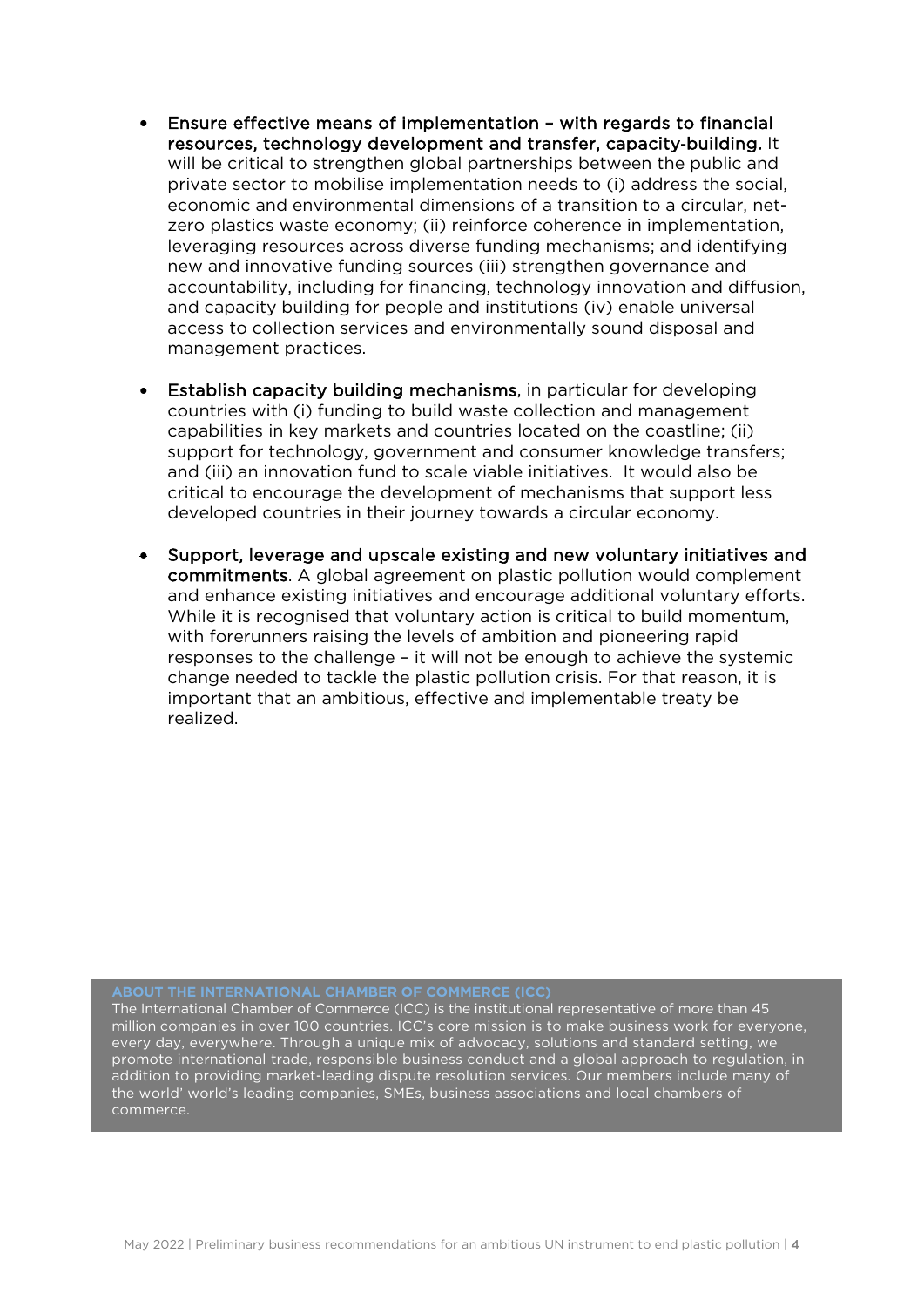- **Ensure effective means of implementation – with regards to financial resources, technology development and transfer, capacity-building.** It will be critical to strengthen global partnerships between the public and private sector to mobilise implementation needs to (i) address the social, economic and environmental dimensions of a transition to a circular, net-zero plastics waste economy; (ii) reinforce coherence in implementation, leveraging resources across diverse funding mechanisms; and identifying new and innovative funding sources (iii) strengthen governance and accountability, including for financing, technology innovation and diffusion, and capacity building for people and institutions (iv) enable universal access to collection services and environmentally sound disposal and management practices.

- **Establish capacity building mechanisms**, in particular for developing countries with (i) funding to build waste collection and management capabilities in key markets and countries located on the coastline; (ii) support for technology, government and consumer knowledge transfers; and (iii) an innovation fund to scale viable initiatives. It would also be critical to encourage the development of mechanisms that support less developed countries in their journey towards a circular economy.

- **Support, leverage and upscale existing and new voluntary initiatives and commitments**. A global agreement on plastic pollution would complement and enhance existing initiatives and encourage additional voluntary efforts. While it is recognised that voluntary action is critical to build momentum, with forerunners raising the levels of ambition and pioneering rapid responses to the challenge – it will not be enough to achieve the systemic change needed to tackle the plastic pollution crisis. For that reason, it is important that an ambitious, effective and implementable treaty be realized.

**ABOUT THE INTERNATIONAL CHAMBER OF COMMERCE (ICC)**

The International Chamber of Commerce (ICC) is the institutional representative of more than 45 million companies in over 100 countries. ICC's core mission is to make business work for everyone, every day, everywhere. Through a unique mix of advocacy, solutions and standard setting, we promote international trade, responsible business conduct and a global approach to regulation, in addition to providing market-leading dispute resolution services. Our members include many of the world' world's leading companies, SMEs, business associations and local chambers of commerce.